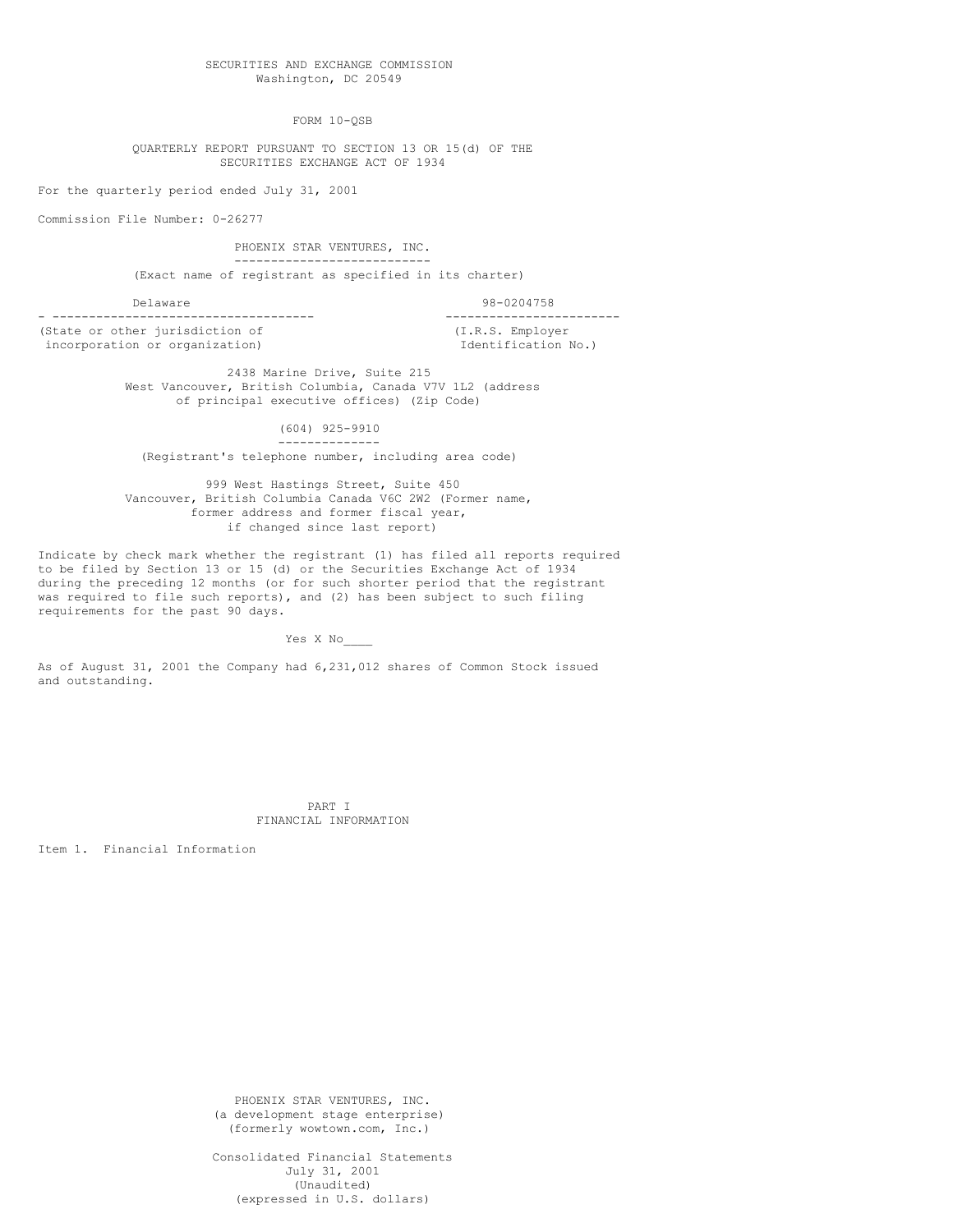SECURITIES AND EXCHANGE COMMISSION
Washington, DC 20549

FORM 10-QSB

QUARTERLY REPORT PURSUANT TO SECTION 13 OR 15(d) OF THE SECURITIES EXCHANGE ACT OF 1934

For the quarterly period ended July 31, 2001

Commission File Number: 0-26277

**PHOENIX STAR VENTURES, INC.**

(Exact name of registrant as specified in its charter)

| Delaware | 98-0204758 |
|---|---|
| (State or other jurisdiction of incorporation or organization) | (I.R.S. Employer Identification No.) |

2438 Marine Drive, Suite 215
West Vancouver, British Columbia, Canada V7V 1L2 (address of principal executive offices) (Zip Code)

(604) 925-9910

(Registrant's telephone number, including area code)

999 West Hastings Street, Suite 450
Vancouver, British Columbia Canada V6C 2W2 (Former name, former address and former fiscal year, if changed since last report)

Indicate by check mark whether the registrant (1) has filed all reports required to be filed by Section 13 or 15 (d) or the Securities Exchange Act of 1934 during the preceding 12 months (or for such shorter period that the registrant was required to file such reports), and (2) has been subject to such filing requirements for the past 90 days.

Yes X No____

As of August 31, 2001 the Company had 6,231,012 shares of Common Stock issued and outstanding.

# PART I
# FINANCIAL INFORMATION

Item 1. Financial Information

PHOENIX STAR VENTURES, INC.
(a development stage enterprise)
(formerly wowtown.com, Inc.)

Consolidated Financial Statements
July 31, 2001
(Unaudited)
(expressed in U.S. dollars)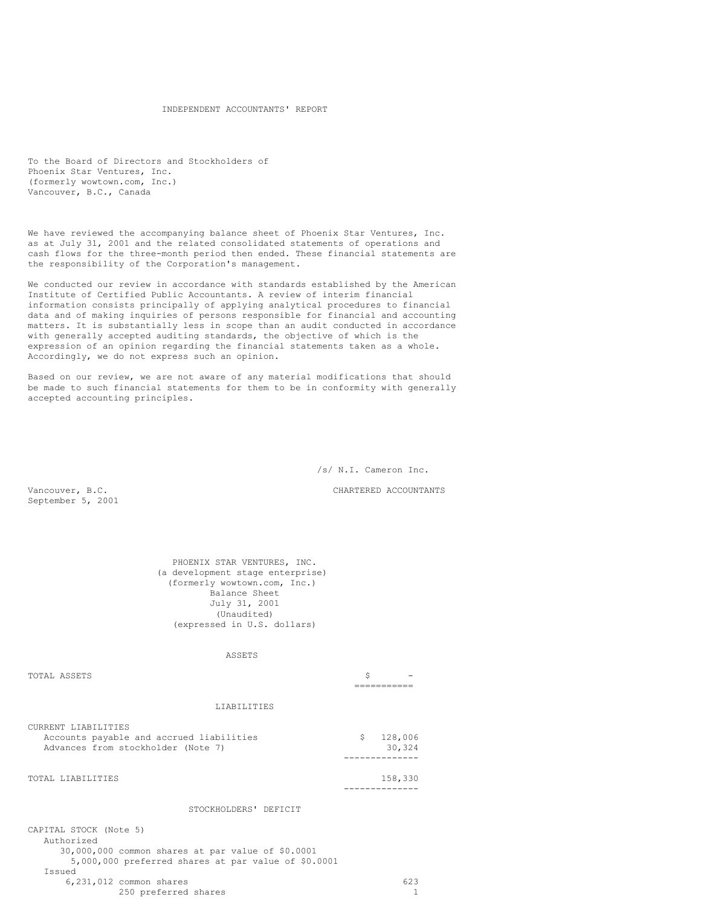# INDEPENDENT ACCOUNTANTS' REPORT

To the Board of Directors and Stockholders of
Phoenix Star Ventures, Inc.
(formerly wowtown.com, Inc.)
Vancouver, B.C., Canada

We have reviewed the accompanying balance sheet of Phoenix Star Ventures, Inc. as at July 31, 2001 and the related consolidated statements of operations and cash flows for the three-month period then ended. These financial statements are the responsibility of the Corporation's management.

We conducted our review in accordance with standards established by the American Institute of Certified Public Accountants. A review of interim financial information consists principally of applying analytical procedures to financial data and of making inquiries of persons responsible for financial and accounting matters. It is substantially less in scope than an audit conducted in accordance with generally accepted auditing standards, the objective of which is the expression of an opinion regarding the financial statements taken as a whole. Accordingly, we do not express such an opinion.

Based on our review, we are not aware of any material modifications that should be made to such financial statements for them to be in conformity with generally accepted accounting principles.

/s/ N.I. Cameron Inc.

CHARTERED ACCOUNTANTS

Vancouver, B.C.
September 5, 2001

## PHOENIX STAR VENTURES, INC.
(a development stage enterprise)
(formerly wowtown.com, Inc.)
Balance Sheet
July 31, 2001
(Unaudited)
(expressed in U.S. dollars)

### ASSETS

| | |
|---|---|
| TOTAL ASSETS | $ - |

### LIABILITIES

| | |
|---|---|
| CURRENT LIABILITIES | |
| Accounts payable and accrued liabilities | $ 128,006 |
| Advances from stockholder (Note 7) | 30,324 |
| TOTAL LIABILITIES | 158,330 |

### STOCKHOLDERS' DEFICIT

| | |
|---|---|
| CAPITAL STOCK (Note 5) | |
| Authorized | |
| 30,000,000 common shares at par value of $0.0001 | |
| 5,000,000 preferred shares at par value of $0.0001 | |
| Issued | |
| 6,231,012 common shares | 623 |
| 250 preferred shares | 1 |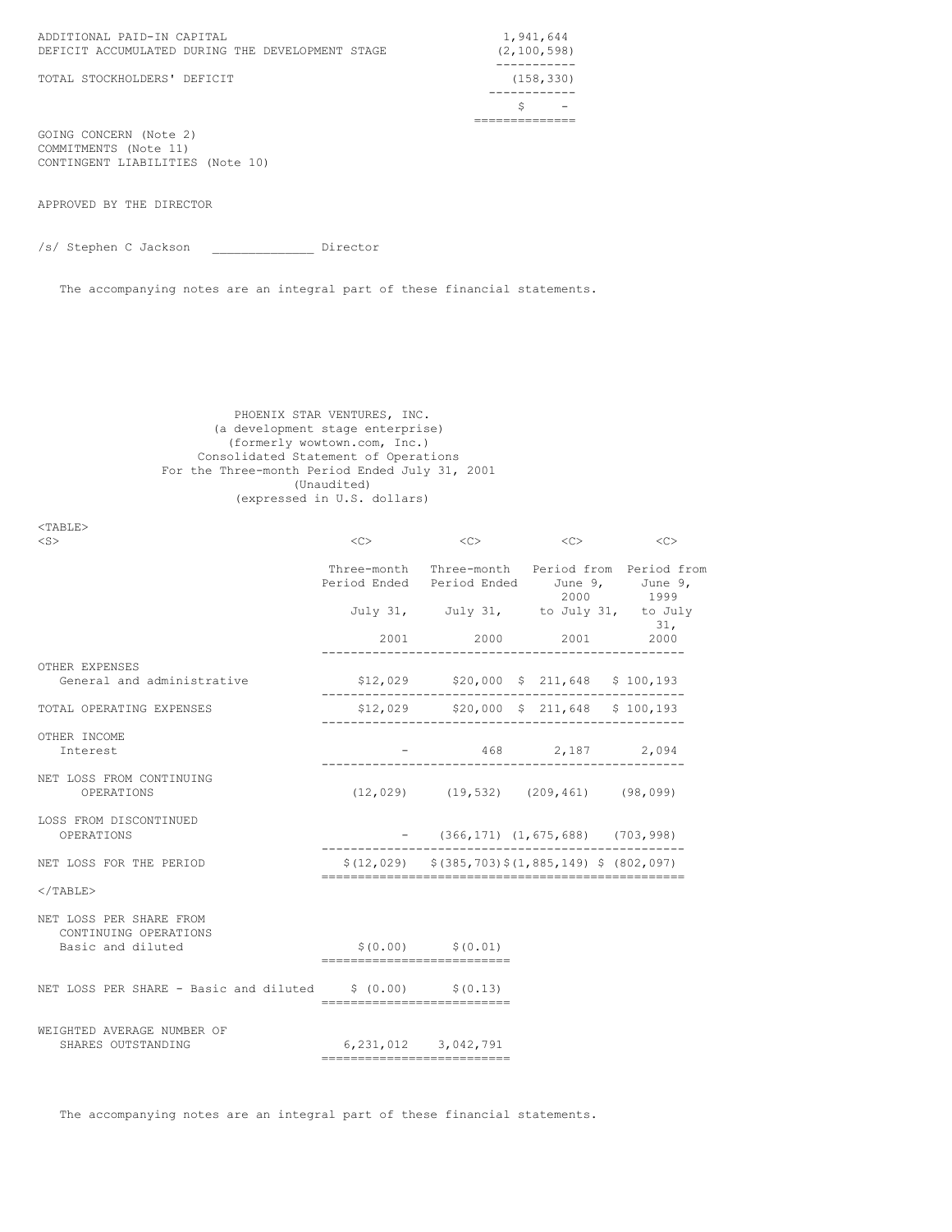| | |
|---|---|
| ADDITIONAL PAID-IN CAPITAL | 1,941,644 |
| DEFICIT ACCUMULATED DURING THE DEVELOPMENT STAGE | (2,100,598) |
| TOTAL STOCKHOLDERS' DEFICIT | (158,330) |
| | $ - |

GOING CONCERN (Note 2)
COMMITMENTS (Note 11)
CONTINGENT LIABILITIES (Note 10)

APPROVED BY THE DIRECTOR

/s/ Stephen C Jackson _____________ Director

The accompanying notes are an integral part of these financial statements.

PHOENIX STAR VENTURES, INC.
(a development stage enterprise)
(formerly wowtown.com, Inc.)
Consolidated Statement of Operations
For the Three-month Period Ended July 31, 2001
(Unaudited)
(expressed in U.S. dollars)

| | Three-month Period Ended July 31, 2001 | Three-month Period Ended July 31, 2000 | Period from June 9, 2000 to July 31, 2001 | Period from June 9, 1999 to July 31, 2000 |
|---|---|---|---|---|
| OTHER EXPENSES | | | | |
| General and administrative | $12,029 | $20,000 | $ 211,648 | $ 100,193 |
| TOTAL OPERATING EXPENSES | $12,029 | $20,000 | $ 211,648 | $ 100,193 |
| OTHER INCOME | | | | |
| Interest | - | 468 | 2,187 | 2,094 |
| NET LOSS FROM CONTINUING OPERATIONS | (12,029) | (19,532) | (209,461) | (98,099) |
| LOSS FROM DISCONTINUED OPERATIONS | - | (366,171) | (1,675,688) | (703,998) |
| NET LOSS FOR THE PERIOD | $(12,029) | $(385,703) | $(1,885,149) | $ (802,097) |

| | | |
|---|---|---|
| NET LOSS PER SHARE FROM CONTINUING OPERATIONS Basic and diluted | $(0.00) | $(0.01) |
| NET LOSS PER SHARE - Basic and diluted | $ (0.00) | $(0.13) |
| WEIGHTED AVERAGE NUMBER OF SHARES OUTSTANDING | 6,231,012 | 3,042,791 |

The accompanying notes are an integral part of these financial statements.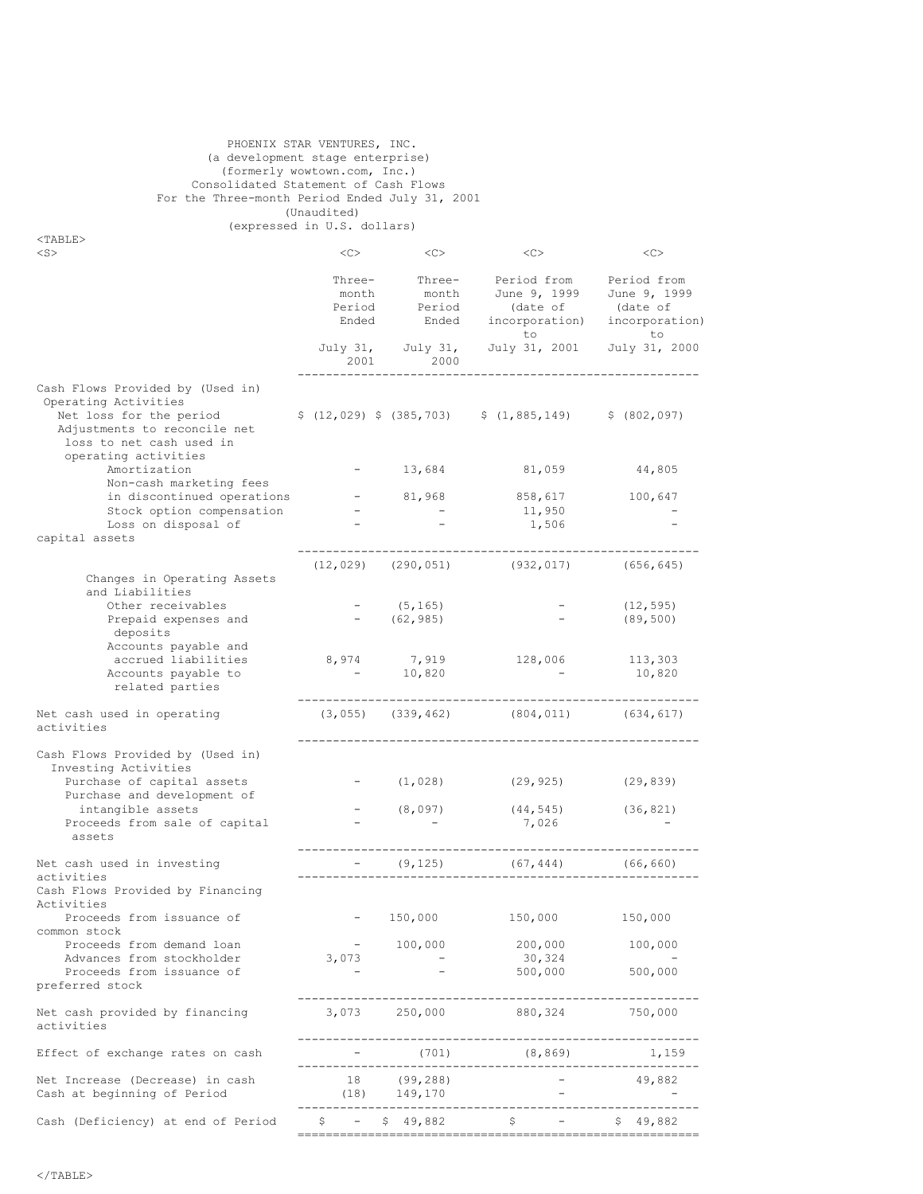PHOENIX STAR VENTURES, INC.
(a development stage enterprise)
(formerly wowtown.com, Inc.)
Consolidated Statement of Cash Flows
For the Three-month Period Ended July 31, 2001
(Unaudited)
(expressed in U.S. dollars)

| | Three-month Period Ended July 31, 2001 | Three-month Period Ended July 31, 2000 | Period from June 9, 1999 (date of incorporation) to July 31, 2001 | Period from June 9, 1999 (date of incorporation) to July 31, 2000 |
|---|---|---|---|---|
| **Cash Flows Provided by (Used in) Operating Activities** | | | | |
| Net loss for the period | $ (12,029) | $ (385,703) | $ (1,885,149) | $ (802,097) |
| Adjustments to reconcile net loss to net cash used in operating activities | | | | |
| Amortization | - | 13,684 | 81,059 | 44,805 |
| Non-cash marketing fees in discontinued operations | - | 81,968 | 858,617 | 100,647 |
| Stock option compensation | - | - | 11,950 | - |
| Loss on disposal of capital assets | - | - | 1,506 | - |
| | (12,029) | (290,051) | (932,017) | (656,645) |
| Changes in Operating Assets and Liabilities | | | | |
| Other receivables | - | (5,165) | - | (12,595) |
| Prepaid expenses and deposits | - | (62,985) | - | (89,500) |
| Accounts payable and accrued liabilities | 8,974 | 7,919 | 128,006 | 113,303 |
| Accounts payable to related parties | - | 10,820 | - | 10,820 |
| Net cash used in operating activities | (3,055) | (339,462) | (804,011) | (634,617) |
| **Cash Flows Provided by (Used in) Investing Activities** | | | | |
| Purchase of capital assets | - | (1,028) | (29,925) | (29,839) |
| Purchase and development of intangible assets | - | (8,097) | (44,545) | (36,821) |
| Proceeds from sale of capital assets | - | - | 7,026 | - |
| Net cash used in investing activities | - | (9,125) | (67,444) | (66,660) |
| **Cash Flows Provided by Financing Activities** | | | | |
| Proceeds from issuance of common stock | - | 150,000 | 150,000 | 150,000 |
| Proceeds from demand loan | - | 100,000 | 200,000 | 100,000 |
| Advances from stockholder | 3,073 | - | 30,324 | - |
| Proceeds from issuance of preferred stock | - | - | 500,000 | 500,000 |
| Net cash provided by financing activities | 3,073 | 250,000 | 880,324 | 750,000 |
| Effect of exchange rates on cash | - | (701) | (8,869) | 1,159 |
| Net Increase (Decrease) in cash | 18 | (99,288) | - | 49,882 |
| Cash at beginning of Period | (18) | 149,170 | - | - |
| Cash (Deficiency) at end of Period | $ - | $ 49,882 | $ - | $ 49,882 |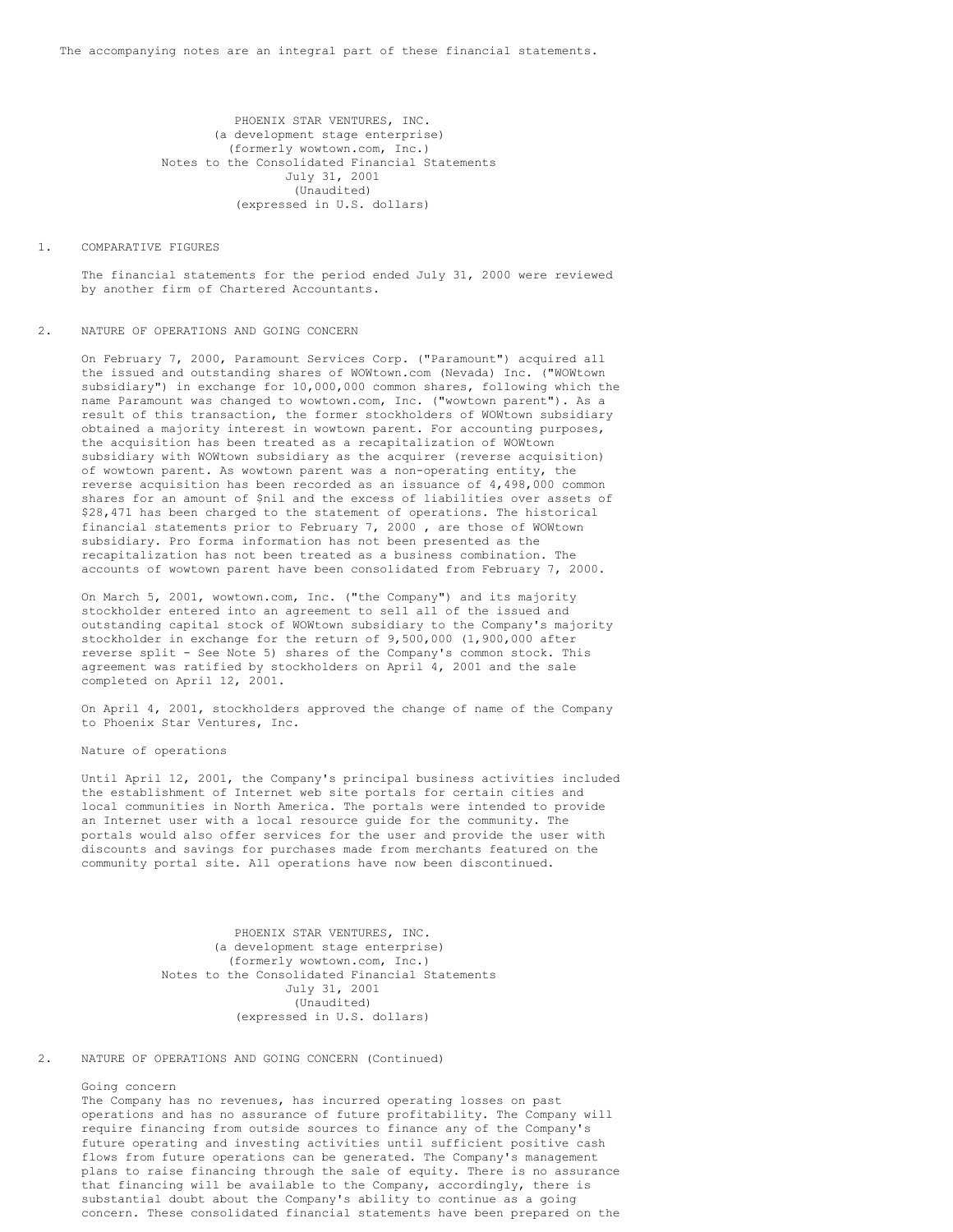The accompanying notes are an integral part of these financial statements.

PHOENIX STAR VENTURES, INC.
(a development stage enterprise)
(formerly wowtown.com, Inc.)
Notes to the Consolidated Financial Statements
July 31, 2001
(Unaudited)
(expressed in U.S. dollars)

## 1. COMPARATIVE FIGURES

The financial statements for the period ended July 31, 2000 were reviewed by another firm of Chartered Accountants.

## 2. NATURE OF OPERATIONS AND GOING CONCERN

On February 7, 2000, Paramount Services Corp. ("Paramount") acquired all the issued and outstanding shares of WOWtown.com (Nevada) Inc. ("WOWtown subsidiary") in exchange for 10,000,000 common shares, following which the name Paramount was changed to wowtown.com, Inc. ("wowtown parent"). As a result of this transaction, the former stockholders of WOWtown subsidiary obtained a majority interest in wowtown parent. For accounting purposes, the acquisition has been treated as a recapitalization of WOWtown subsidiary with WOWtown subsidiary as the acquirer (reverse acquisition) of wowtown parent. As wowtown parent was a non-operating entity, the reverse acquisition has been recorded as an issuance of 4,498,000 common shares for an amount of $nil and the excess of liabilities over assets of $28,471 has been charged to the statement of operations. The historical financial statements prior to February 7, 2000 , are those of WOWtown subsidiary. Pro forma information has not been presented as the recapitalization has not been treated as a business combination. The accounts of wowtown parent have been consolidated from February 7, 2000.

On March 5, 2001, wowtown.com, Inc. ("the Company") and its majority stockholder entered into an agreement to sell all of the issued and outstanding capital stock of WOWtown subsidiary to the Company's majority stockholder in exchange for the return of 9,500,000 (1,900,000 after reverse split - See Note 5) shares of the Company's common stock. This agreement was ratified by stockholders on April 4, 2001 and the sale completed on April 12, 2001.

On April 4, 2001, stockholders approved the change of name of the Company to Phoenix Star Ventures, Inc.

Nature of operations

Until April 12, 2001, the Company's principal business activities included the establishment of Internet web site portals for certain cities and local communities in North America. The portals were intended to provide an Internet user with a local resource guide for the community. The portals would also offer services for the user and provide the user with discounts and savings for purchases made from merchants featured on the community portal site. All operations have now been discontinued.

PHOENIX STAR VENTURES, INC.
(a development stage enterprise)
(formerly wowtown.com, Inc.)
Notes to the Consolidated Financial Statements
July 31, 2001
(Unaudited)
(expressed in U.S. dollars)

## 2. NATURE OF OPERATIONS AND GOING CONCERN (Continued)

Going concern

The Company has no revenues, has incurred operating losses on past operations and has no assurance of future profitability. The Company will require financing from outside sources to finance any of the Company's future operating and investing activities until sufficient positive cash flows from future operations can be generated. The Company's management plans to raise financing through the sale of equity. There is no assurance that financing will be available to the Company, accordingly, there is substantial doubt about the Company's ability to continue as a going concern. These consolidated financial statements have been prepared on the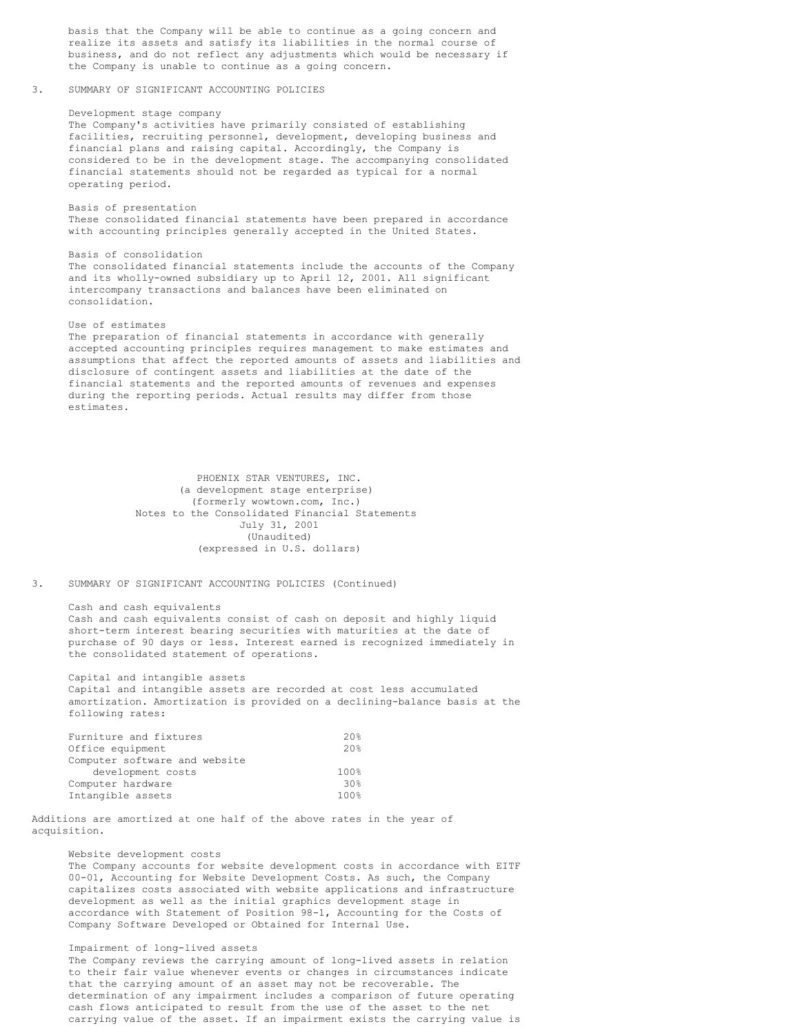basis that the Company will be able to continue as a going concern and realize its assets and satisfy its liabilities in the normal course of business, and do not reflect any adjustments which would be necessary if the Company is unable to continue as a going concern.

3. SUMMARY OF SIGNIFICANT ACCOUNTING POLICIES

Development stage company
The Company's activities have primarily consisted of establishing facilities, recruiting personnel, development, developing business and financial plans and raising capital. Accordingly, the Company is considered to be in the development stage. The accompanying consolidated financial statements should not be regarded as typical for a normal operating period.

Basis of presentation
These consolidated financial statements have been prepared in accordance with accounting principles generally accepted in the United States.

Basis of consolidation
The consolidated financial statements include the accounts of the Company and its wholly-owned subsidiary up to April 12, 2001. All significant intercompany transactions and balances have been eliminated on consolidation.

Use of estimates
The preparation of financial statements in accordance with generally accepted accounting principles requires management to make estimates and assumptions that affect the reported amounts of assets and liabilities and disclosure of contingent assets and liabilities at the date of the financial statements and the reported amounts of revenues and expenses during the reporting periods. Actual results may differ from those estimates.

PHOENIX STAR VENTURES, INC.
(a development stage enterprise)
(formerly wowtown.com, Inc.)
Notes to the Consolidated Financial Statements
July 31, 2001
(Unaudited)
(expressed in U.S. dollars)

3. SUMMARY OF SIGNIFICANT ACCOUNTING POLICIES (Continued)

Cash and cash equivalents
Cash and cash equivalents consist of cash on deposit and highly liquid short-term interest bearing securities with maturities at the date of purchase of 90 days or less. Interest earned is recognized immediately in the consolidated statement of operations.

Capital and intangible assets
Capital and intangible assets are recorded at cost less accumulated amortization. Amortization is provided on a declining-balance basis at the following rates:

| | |
|---|---|
| Furniture and fixtures | 20% |
| Office equipment | 20% |
| Computer software and website development costs | 100% |
| Computer hardware | 30% |
| Intangible assets | 100% |

Additions are amortized at one half of the above rates in the year of acquisition.

Website development costs
The Company accounts for website development costs in accordance with EITF 00-01, Accounting for Website Development Costs. As such, the Company capitalizes costs associated with website applications and infrastructure development as well as the initial graphics development stage in accordance with Statement of Position 98-1, Accounting for the Costs of Company Software Developed or Obtained for Internal Use.

Impairment of long-lived assets
The Company reviews the carrying amount of long-lived assets in relation to their fair value whenever events or changes in circumstances indicate that the carrying amount of an asset may not be recoverable. The determination of any impairment includes a comparison of future operating cash flows anticipated to result from the use of the asset to the net carrying value of the asset. If an impairment exists the carrying value is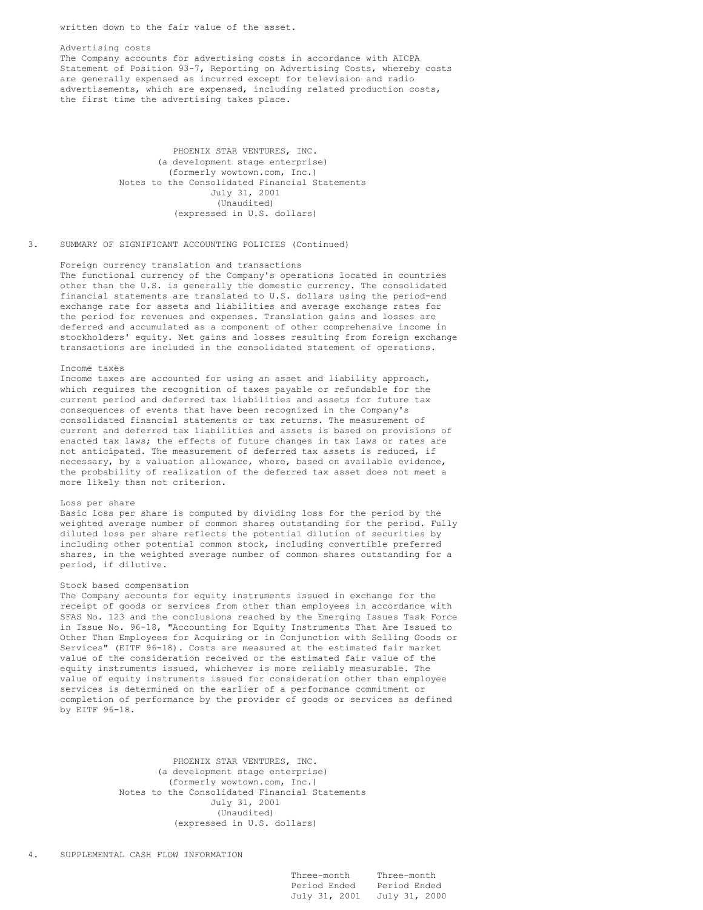written down to the fair value of the asset.

Advertising costs

The Company accounts for advertising costs in accordance with AICPA Statement of Position 93-7, Reporting on Advertising Costs, whereby costs are generally expensed as incurred except for television and radio advertisements, which are expensed, including related production costs, the first time the advertising takes place.

PHOENIX STAR VENTURES, INC.
(a development stage enterprise)
(formerly wowtown.com, Inc.)
Notes to the Consolidated Financial Statements
July 31, 2001
(Unaudited)
(expressed in U.S. dollars)

3. SUMMARY OF SIGNIFICANT ACCOUNTING POLICIES (Continued)

Foreign currency translation and transactions

The functional currency of the Company's operations located in countries other than the U.S. is generally the domestic currency. The consolidated financial statements are translated to U.S. dollars using the period-end exchange rate for assets and liabilities and average exchange rates for the period for revenues and expenses. Translation gains and losses are deferred and accumulated as a component of other comprehensive income in stockholders' equity. Net gains and losses resulting from foreign exchange transactions are included in the consolidated statement of operations.

Income taxes

Income taxes are accounted for using an asset and liability approach, which requires the recognition of taxes payable or refundable for the current period and deferred tax liabilities and assets for future tax consequences of events that have been recognized in the Company's consolidated financial statements or tax returns. The measurement of current and deferred tax liabilities and assets is based on provisions of enacted tax laws; the effects of future changes in tax laws or rates are not anticipated. The measurement of deferred tax assets is reduced, if necessary, by a valuation allowance, where, based on available evidence, the probability of realization of the deferred tax asset does not meet a more likely than not criterion.

Loss per share

Basic loss per share is computed by dividing loss for the period by the weighted average number of common shares outstanding for the period. Fully diluted loss per share reflects the potential dilution of securities by including other potential common stock, including convertible preferred shares, in the weighted average number of common shares outstanding for a period, if dilutive.

Stock based compensation

The Company accounts for equity instruments issued in exchange for the receipt of goods or services from other than employees in accordance with SFAS No. 123 and the conclusions reached by the Emerging Issues Task Force in Issue No. 96-18, "Accounting for Equity Instruments That Are Issued to Other Than Employees for Acquiring or in Conjunction with Selling Goods or Services" (EITF 96-18). Costs are measured at the estimated fair market value of the consideration received or the estimated fair value of the equity instruments issued, whichever is more reliably measurable. The value of equity instruments issued for consideration other than employee services is determined on the earlier of a performance commitment or completion of performance by the provider of goods or services as defined by EITF 96-18.

PHOENIX STAR VENTURES, INC.
(a development stage enterprise)
(formerly wowtown.com, Inc.)
Notes to the Consolidated Financial Statements
July 31, 2001
(Unaudited)
(expressed in U.S. dollars)

4. SUPPLEMENTAL CASH FLOW INFORMATION

| | Three-month Period Ended July 31, 2001 | Three-month Period Ended July 31, 2000 |
|---|---|---|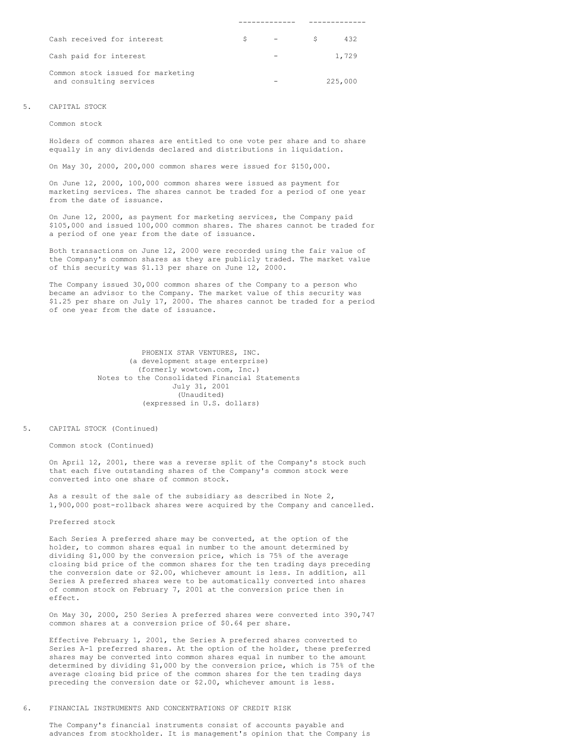| | | |
|---|---|---|
| Cash received for interest | $ - | $ 432 |
| Cash paid for interest | - | 1,729 |
| Common stock issued for marketing and consulting services | - | 225,000 |

5. CAPITAL STOCK

Common stock

Holders of common shares are entitled to one vote per share and to share equally in any dividends declared and distributions in liquidation.

On May 30, 2000, 200,000 common shares were issued for $150,000.

On June 12, 2000, 100,000 common shares were issued as payment for marketing services. The shares cannot be traded for a period of one year from the date of issuance.

On June 12, 2000, as payment for marketing services, the Company paid $105,000 and issued 100,000 common shares. The shares cannot be traded for a period of one year from the date of issuance.

Both transactions on June 12, 2000 were recorded using the fair value of the Company's common shares as they are publicly traded. The market value of this security was $1.13 per share on June 12, 2000.

The Company issued 30,000 common shares of the Company to a person who became an advisor to the Company. The market value of this security was $1.25 per share on July 17, 2000. The shares cannot be traded for a period of one year from the date of issuance.

PHOENIX STAR VENTURES, INC.
(a development stage enterprise)
(formerly wowtown.com, Inc.)
Notes to the Consolidated Financial Statements
July 31, 2001
(Unaudited)
(expressed in U.S. dollars)

5. CAPITAL STOCK (Continued)

Common stock (Continued)

On April 12, 2001, there was a reverse split of the Company's stock such that each five outstanding shares of the Company's common stock were converted into one share of common stock.

As a result of the sale of the subsidiary as described in Note 2, 1,900,000 post-rollback shares were acquired by the Company and cancelled.

Preferred stock

Each Series A preferred share may be converted, at the option of the holder, to common shares equal in number to the amount determined by dividing $1,000 by the conversion price, which is 75% of the average closing bid price of the common shares for the ten trading days preceding the conversion date or $2.00, whichever amount is less. In addition, all Series A preferred shares were to be automatically converted into shares of common stock on February 7, 2001 at the conversion price then in effect.

On May 30, 2000, 250 Series A preferred shares were converted into 390,747 common shares at a conversion price of $0.64 per share.

Effective February 1, 2001, the Series A preferred shares converted to Series A-1 preferred shares. At the option of the holder, these preferred shares may be converted into common shares equal in number to the amount determined by dividing $1,000 by the conversion price, which is 75% of the average closing bid price of the common shares for the ten trading days preceding the conversion date or $2.00, whichever amount is less.

6. FINANCIAL INSTRUMENTS AND CONCENTRATIONS OF CREDIT RISK

The Company's financial instruments consist of accounts payable and advances from stockholder. It is management's opinion that the Company is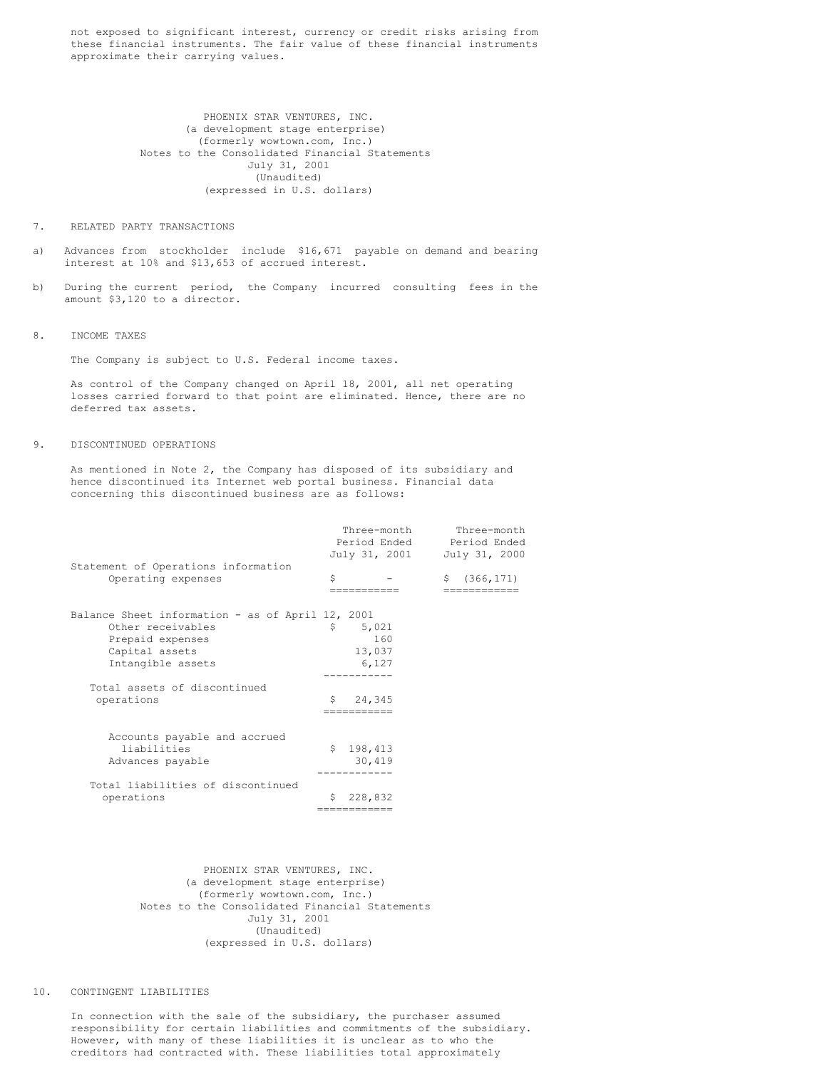not exposed to significant interest, currency or credit risks arising from these financial instruments. The fair value of these financial instruments approximate their carrying values.

PHOENIX STAR VENTURES, INC.
(a development stage enterprise)
(formerly wowtown.com, Inc.)
Notes to the Consolidated Financial Statements
July 31, 2001
(Unaudited)
(expressed in U.S. dollars)

7. RELATED PARTY TRANSACTIONS

a) Advances from stockholder include $16,671 payable on demand and bearing interest at 10% and $13,653 of accrued interest.

b) During the current period, the Company incurred consulting fees in the amount $3,120 to a director.

8. INCOME TAXES

The Company is subject to U.S. Federal income taxes.

As control of the Company changed on April 18, 2001, all net operating losses carried forward to that point are eliminated. Hence, there are no deferred tax assets.

9. DISCONTINUED OPERATIONS

As mentioned in Note 2, the Company has disposed of its subsidiary and hence discontinued its Internet web portal business. Financial data concerning this discontinued business are as follows:

| | Three-month Period Ended July 31, 2001 | Three-month Period Ended July 31, 2000 |
|---|---|---|
| Statement of Operations information | | |
| Operating expenses | $ - | $ (366,171) |
| Balance Sheet information - as of April 12, 2001 | | |
| Other receivables | $ 5,021 | |
| Prepaid expenses | 160 | |
| Capital assets | 13,037 | |
| Intangible assets | 6,127 | |
| Total assets of discontinued operations | $ 24,345 | |
| Accounts payable and accrued liabilities | $ 198,413 | |
| Advances payable | 30,419 | |
| Total liabilities of discontinued operations | $ 228,832 | |

PHOENIX STAR VENTURES, INC.
(a development stage enterprise)
(formerly wowtown.com, Inc.)
Notes to the Consolidated Financial Statements
July 31, 2001
(Unaudited)
(expressed in U.S. dollars)

10. CONTINGENT LIABILITIES

In connection with the sale of the subsidiary, the purchaser assumed responsibility for certain liabilities and commitments of the subsidiary. However, with many of these liabilities it is unclear as to who the creditors had contracted with. These liabilities total approximately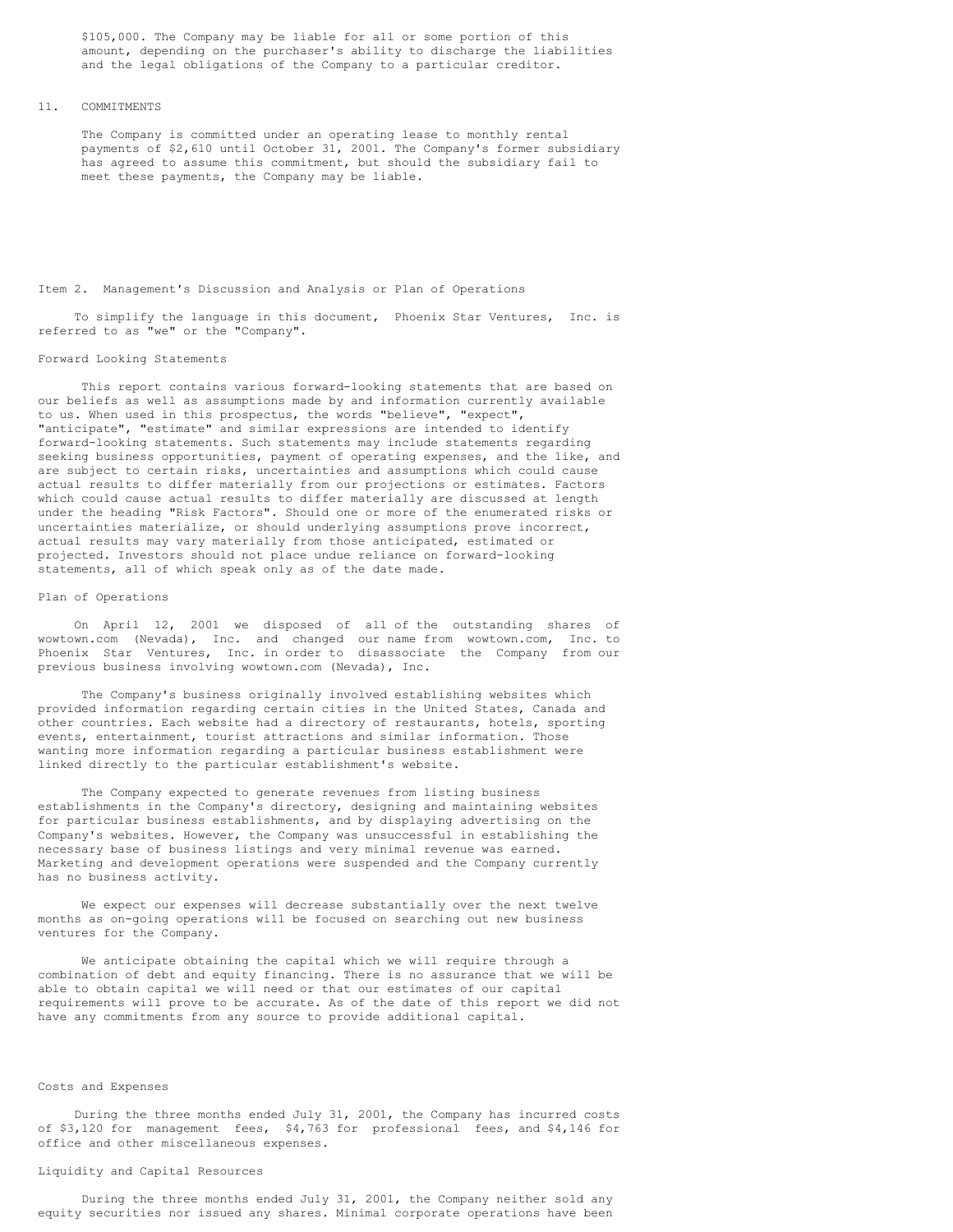$105,000. The Company may be liable for all or some portion of this amount, depending on the purchaser's ability to discharge the liabilities and the legal obligations of the Company to a particular creditor.

11. COMMITMENTS

The Company is committed under an operating lease to monthly rental payments of $2,610 until October 31, 2001. The Company's former subsidiary has agreed to assume this commitment, but should the subsidiary fail to meet these payments, the Company may be liable.

## Item 2. Management's Discussion and Analysis or Plan of Operations

To simplify the language in this document, Phoenix Star Ventures, Inc. is referred to as "we" or the "Company".

### Forward Looking Statements

This report contains various forward-looking statements that are based on our beliefs as well as assumptions made by and information currently available to us. When used in this prospectus, the words "believe", "expect", "anticipate", "estimate" and similar expressions are intended to identify forward-looking statements. Such statements may include statements regarding seeking business opportunities, payment of operating expenses, and the like, and are subject to certain risks, uncertainties and assumptions which could cause actual results to differ materially from our projections or estimates. Factors which could cause actual results to differ materially are discussed at length under the heading "Risk Factors". Should one or more of the enumerated risks or uncertainties materialize, or should underlying assumptions prove incorrect, actual results may vary materially from those anticipated, estimated or projected. Investors should not place undue reliance on forward-looking statements, all of which speak only as of the date made.

### Plan of Operations

On April 12, 2001 we disposed of all of the outstanding shares of wowtown.com (Nevada), Inc. and changed our name from wowtown.com, Inc. to Phoenix Star Ventures, Inc. in order to disassociate the Company from our previous business involving wowtown.com (Nevada), Inc.

The Company's business originally involved establishing websites which provided information regarding certain cities in the United States, Canada and other countries. Each website had a directory of restaurants, hotels, sporting events, entertainment, tourist attractions and similar information. Those wanting more information regarding a particular business establishment were linked directly to the particular establishment's website.

The Company expected to generate revenues from listing business establishments in the Company's directory, designing and maintaining websites for particular business establishments, and by displaying advertising on the Company's websites. However, the Company was unsuccessful in establishing the necessary base of business listings and very minimal revenue was earned. Marketing and development operations were suspended and the Company currently has no business activity.

We expect our expenses will decrease substantially over the next twelve months as on-going operations will be focused on searching out new business ventures for the Company.

We anticipate obtaining the capital which we will require through a combination of debt and equity financing. There is no assurance that we will be able to obtain capital we will need or that our estimates of our capital requirements will prove to be accurate. As of the date of this report we did not have any commitments from any source to provide additional capital.

### Costs and Expenses

During the three months ended July 31, 2001, the Company has incurred costs of $3,120 for management fees, $4,763 for professional fees, and $4,146 for office and other miscellaneous expenses.

### Liquidity and Capital Resources

During the three months ended July 31, 2001, the Company neither sold any equity securities nor issued any shares. Minimal corporate operations have been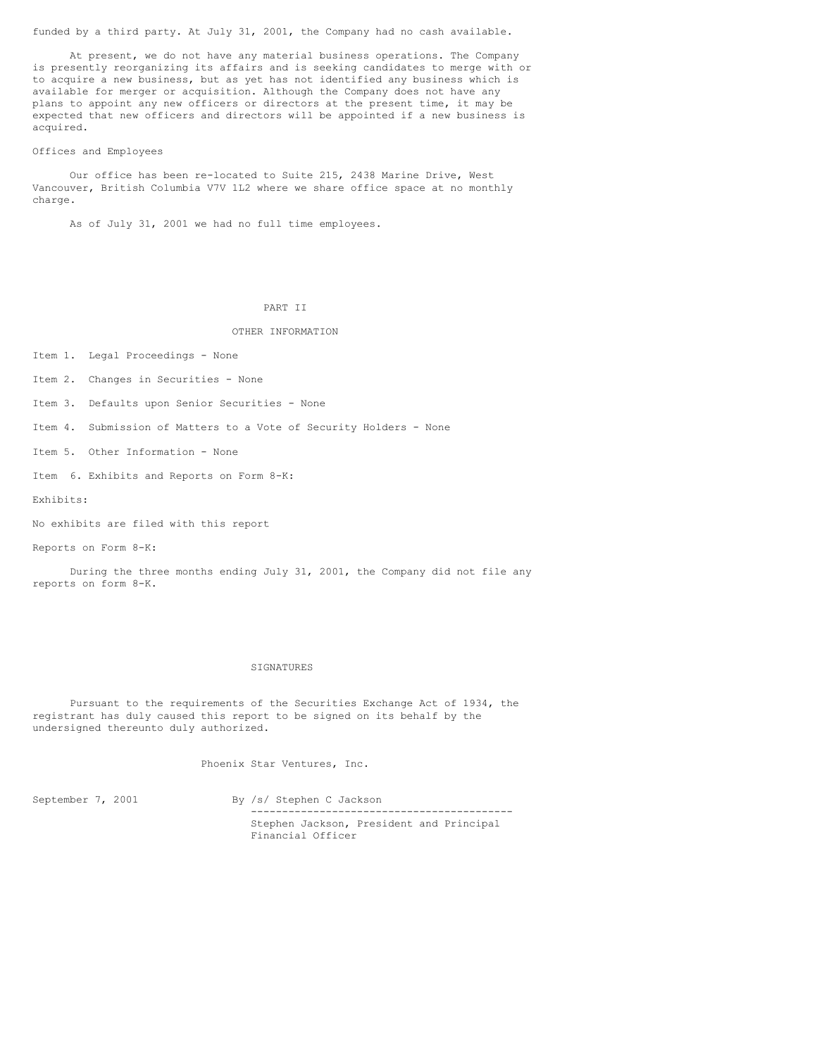funded by a third party. At July 31, 2001, the Company had no cash available.

At present, we do not have any material business operations. The Company is presently reorganizing its affairs and is seeking candidates to merge with or to acquire a new business, but as yet has not identified any business which is available for merger or acquisition. Although the Company does not have any plans to appoint any new officers or directors at the present time, it may be expected that new officers and directors will be appointed if a new business is acquired.

Offices and Employees

Our office has been re-located to Suite 215, 2438 Marine Drive, West Vancouver, British Columbia V7V 1L2 where we share office space at no monthly charge.

As of July 31, 2001 we had no full time employees.

## PART II

## OTHER INFORMATION

Item 1. Legal Proceedings - None

Item 2. Changes in Securities - None

Item 3. Defaults upon Senior Securities - None

Item 4. Submission of Matters to a Vote of Security Holders - None

Item 5. Other Information - None

Item 6. Exhibits and Reports on Form 8-K:

Exhibits:

No exhibits are filed with this report

Reports on Form 8-K:

During the three months ending July 31, 2001, the Company did not file any reports on form 8-K.

## SIGNATURES

Pursuant to the requirements of the Securities Exchange Act of 1934, the registrant has duly caused this report to be signed on its behalf by the undersigned thereunto duly authorized.

Phoenix Star Ventures, Inc.

September 7, 2001 By /s/ Stephen C Jackson

Stephen Jackson, President and Principal Financial Officer